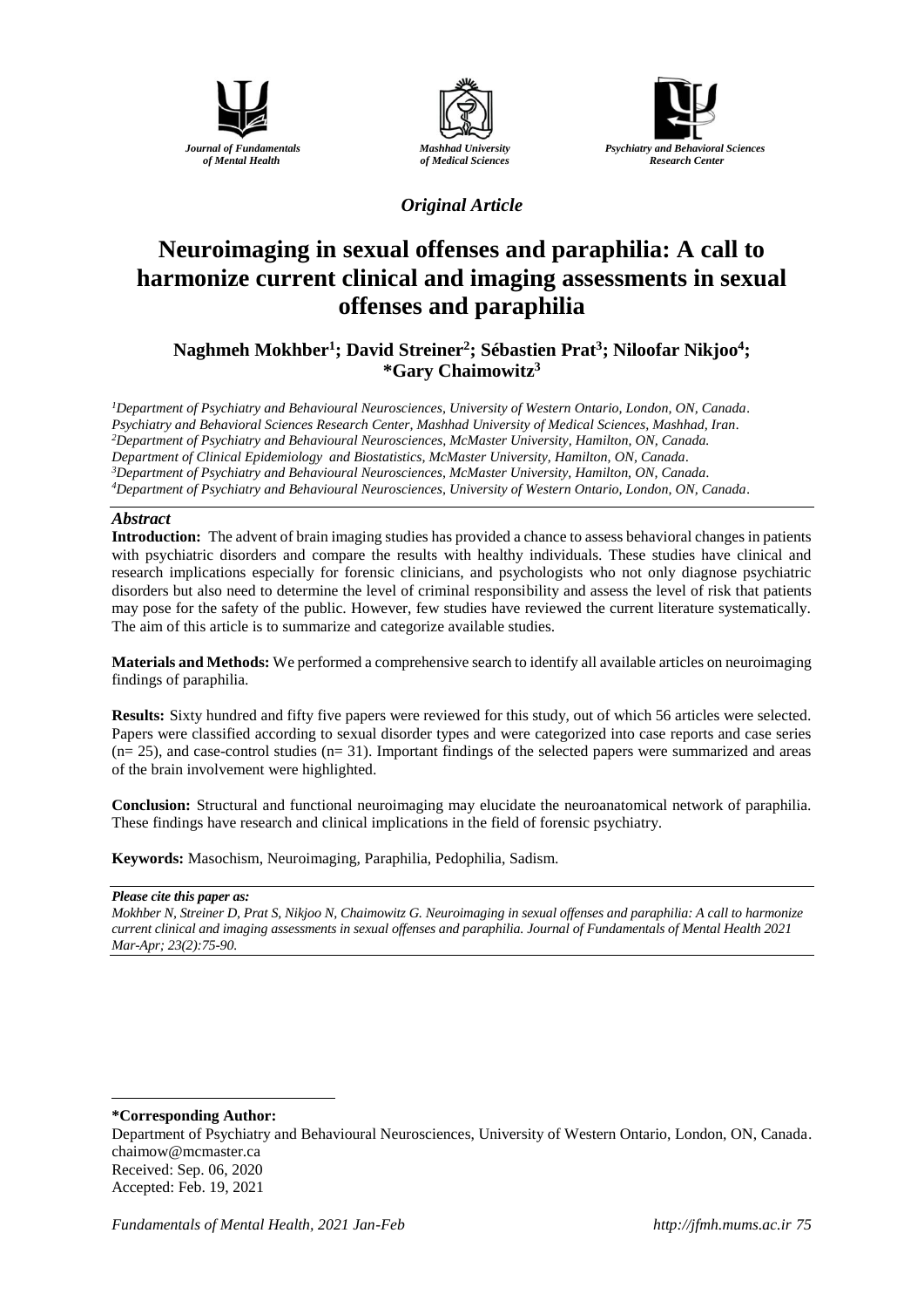*Original Article*

# Neuroimaging in sexual offenses and paraphilia: A call to harmonize current clinical and imaging assessments in sexual offenses and paraphilia

**Naghmeh Mokhber[1]; David Streiner[2]; Sébastien Prat[3]; Niloofar Nikjoo[4]; *Gary Chaimowitz[3]**

[1]*Department of Psychiatry and Behavioural Neurosciences, University of Western Ontario, London, ON, Canada.*
*Psychiatry and Behavioral Sciences Research Center, Mashhad University of Medical Sciences, Mashhad, Iran.*
[2]*Department of Psychiatry and Behavioural Neurosciences, McMaster University, Hamilton, ON, Canada.*
*Department of Clinical Epidemiology and Biostatistics, McMaster University, Hamilton, ON, Canada.*
[3]*Department of Psychiatry and Behavioural Neurosciences, McMaster University, Hamilton, ON, Canada.*
[4]*Department of Psychiatry and Behavioural Neurosciences, University of Western Ontario, London, ON, Canada.*

## *Abstract*

**Introduction:** The advent of brain imaging studies has provided a chance to assess behavioral changes in patients with psychiatric disorders and compare the results with healthy individuals. These studies have clinical and research implications especially for forensic clinicians, and psychologists who not only diagnose psychiatric disorders but also need to determine the level of criminal responsibility and assess the level of risk that patients may pose for the safety of the public. However, few studies have reviewed the current literature systematically. The aim of this article is to summarize and categorize available studies.

**Materials and Methods:** We performed a comprehensive search to identify all available articles on neuroimaging findings of paraphilia.

**Results:** Sixty hundred and fifty five papers were reviewed for this study, out of which 56 articles were selected. Papers were classified according to sexual disorder types and were categorized into case reports and case series (n= 25), and case-control studies (n= 31). Important findings of the selected papers were summarized and areas of the brain involvement were highlighted.

**Conclusion:** Structural and functional neuroimaging may elucidate the neuroanatomical network of paraphilia. These findings have research and clinical implications in the field of forensic psychiatry.

**Keywords:** Masochism, Neuroimaging, Paraphilia, Pedophilia, Sadism.

***Please cite this paper as:***
*Mokhber N, Streiner D, Prat S, Nikjoo N, Chaimowitz G. Neuroimaging in sexual offenses and paraphilia: A call to harmonize current clinical and imaging assessments in sexual offenses and paraphilia. Journal of Fundamentals of Mental Health 2021 Mar-Apr; 23(2):75-90.*

---

**\*Corresponding Author:**
Department of Psychiatry and Behavioural Neurosciences, University of Western Ontario, London, ON, Canada.
chaimow@mcmaster.ca
Received: Sep. 06, 2020
Accepted: Feb. 19, 2021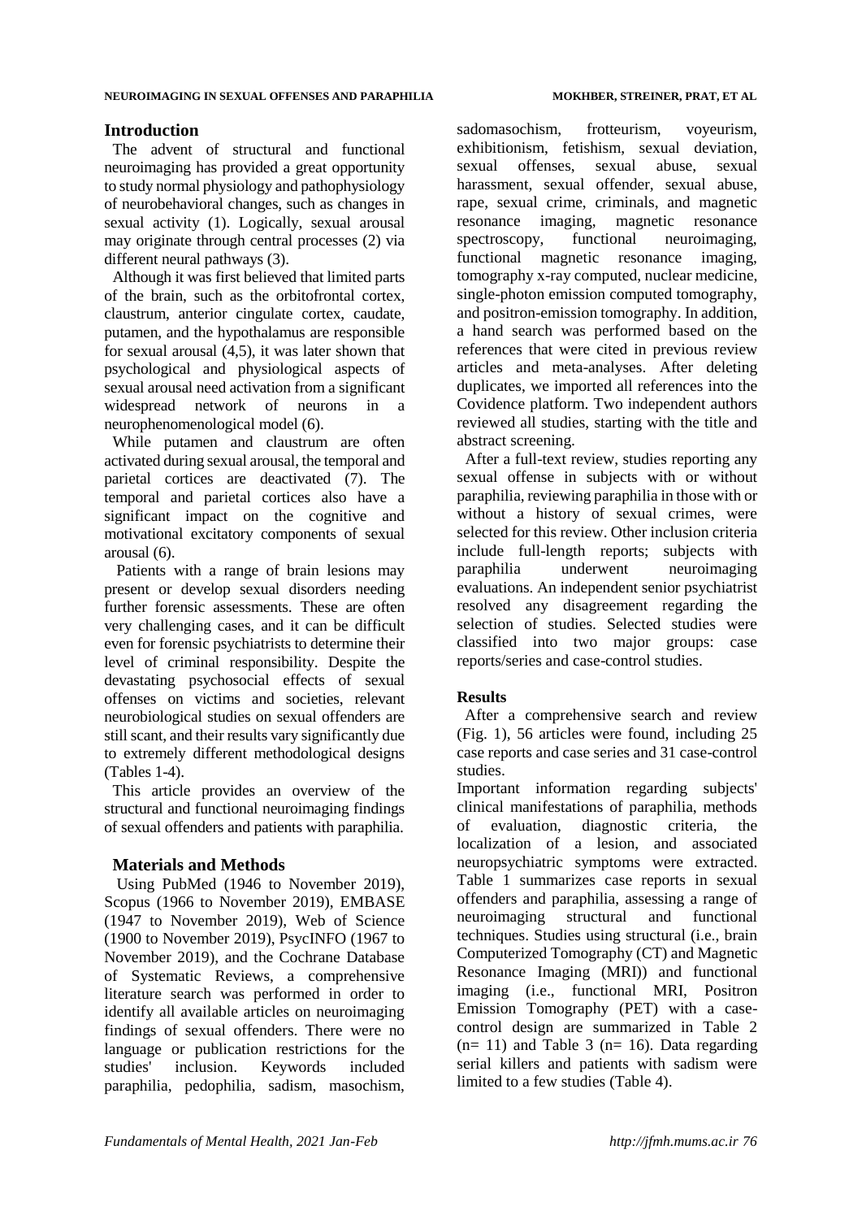## Introduction

The advent of structural and functional neuroimaging has provided a great opportunity to study normal physiology and pathophysiology of neurobehavioral changes, such as changes in sexual activity (1). Logically, sexual arousal may originate through central processes (2) via different neural pathways (3).

Although it was first believed that limited parts of the brain, such as the orbitofrontal cortex, claustrum, anterior cingulate cortex, caudate, putamen, and the hypothalamus are responsible for sexual arousal (4,5), it was later shown that psychological and physiological aspects of sexual arousal need activation from a significant widespread network of neurons in a neurophenomenological model (6).

While putamen and claustrum are often activated during sexual arousal, the temporal and parietal cortices are deactivated (7). The temporal and parietal cortices also have a significant impact on the cognitive and motivational excitatory components of sexual arousal (6).

Patients with a range of brain lesions may present or develop sexual disorders needing further forensic assessments. These are often very challenging cases, and it can be difficult even for forensic psychiatrists to determine their level of criminal responsibility. Despite the devastating psychosocial effects of sexual offenses on victims and societies, relevant neurobiological studies on sexual offenders are still scant, and their results vary significantly due to extremely different methodological designs (Tables 1-4).

This article provides an overview of the structural and functional neuroimaging findings of sexual offenders and patients with paraphilia.

## Materials and Methods

Using PubMed (1946 to November 2019), Scopus (1966 to November 2019), EMBASE (1947 to November 2019), Web of Science (1900 to November 2019), PsycINFO (1967 to November 2019), and the Cochrane Database of Systematic Reviews, a comprehensive literature search was performed in order to identify all available articles on neuroimaging findings of sexual offenders. There were no language or publication restrictions for the studies' inclusion. Keywords included paraphilia, pedophilia, sadism, masochism, sadomasochism, frotteurism, voyeurism, exhibitionism, fetishism, sexual deviation, sexual offenses, sexual abuse, sexual harassment, sexual offender, sexual abuse, rape, sexual crime, criminals, and magnetic resonance imaging, magnetic resonance spectroscopy, functional neuroimaging, functional magnetic resonance imaging, tomography x-ray computed, nuclear medicine, single-photon emission computed tomography, and positron-emission tomography. In addition, a hand search was performed based on the references that were cited in previous review articles and meta-analyses. After deleting duplicates, we imported all references into the Covidence platform. Two independent authors reviewed all studies, starting with the title and abstract screening.

After a full-text review, studies reporting any sexual offense in subjects with or without paraphilia, reviewing paraphilia in those with or without a history of sexual crimes, were selected for this review. Other inclusion criteria include full-length reports; subjects with paraphilia underwent neuroimaging evaluations. An independent senior psychiatrist resolved any disagreement regarding the selection of studies. Selected studies were classified into two major groups: case reports/series and case-control studies.

## Results

After a comprehensive search and review (Fig. 1), 56 articles were found, including 25 case reports and case series and 31 case-control studies.

Important information regarding subjects' clinical manifestations of paraphilia, methods of evaluation, diagnostic criteria, the localization of a lesion, and associated neuropsychiatric symptoms were extracted. Table 1 summarizes case reports in sexual offenders and paraphilia, assessing a range of neuroimaging structural and functional techniques. Studies using structural (i.e., brain Computerized Tomography (CT) and Magnetic Resonance Imaging (MRI)) and functional imaging (i.e., functional MRI, Positron Emission Tomography (PET) with a case-control design are summarized in Table 2 (n= 11) and Table 3 (n= 16). Data regarding serial killers and patients with sadism were limited to a few studies (Table 4).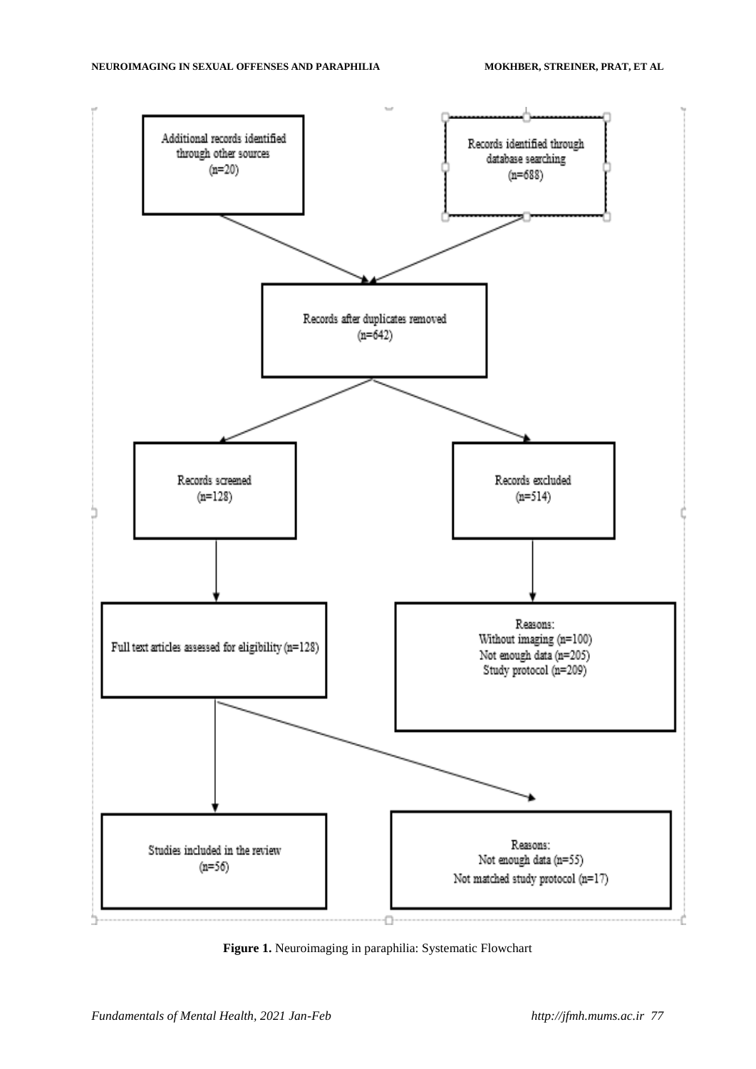Additional records identified through other sources (n=20)

Records identified through database searching (n=688)

Records after duplicates removed (n=642)

Records screened (n=128)

Records excluded (n=514)

Full text articles assessed for eligibility (n=128)

Reasons:
Without imaging (n=100)
Not enough data (n=205)
Study protocol (n=209)

Studies included in the review (n=56)

Reasons:
Not enough data (n=55)
Not matched study protocol (n=17)

**Figure 1.** Neuroimaging in paraphilia: Systematic Flowchart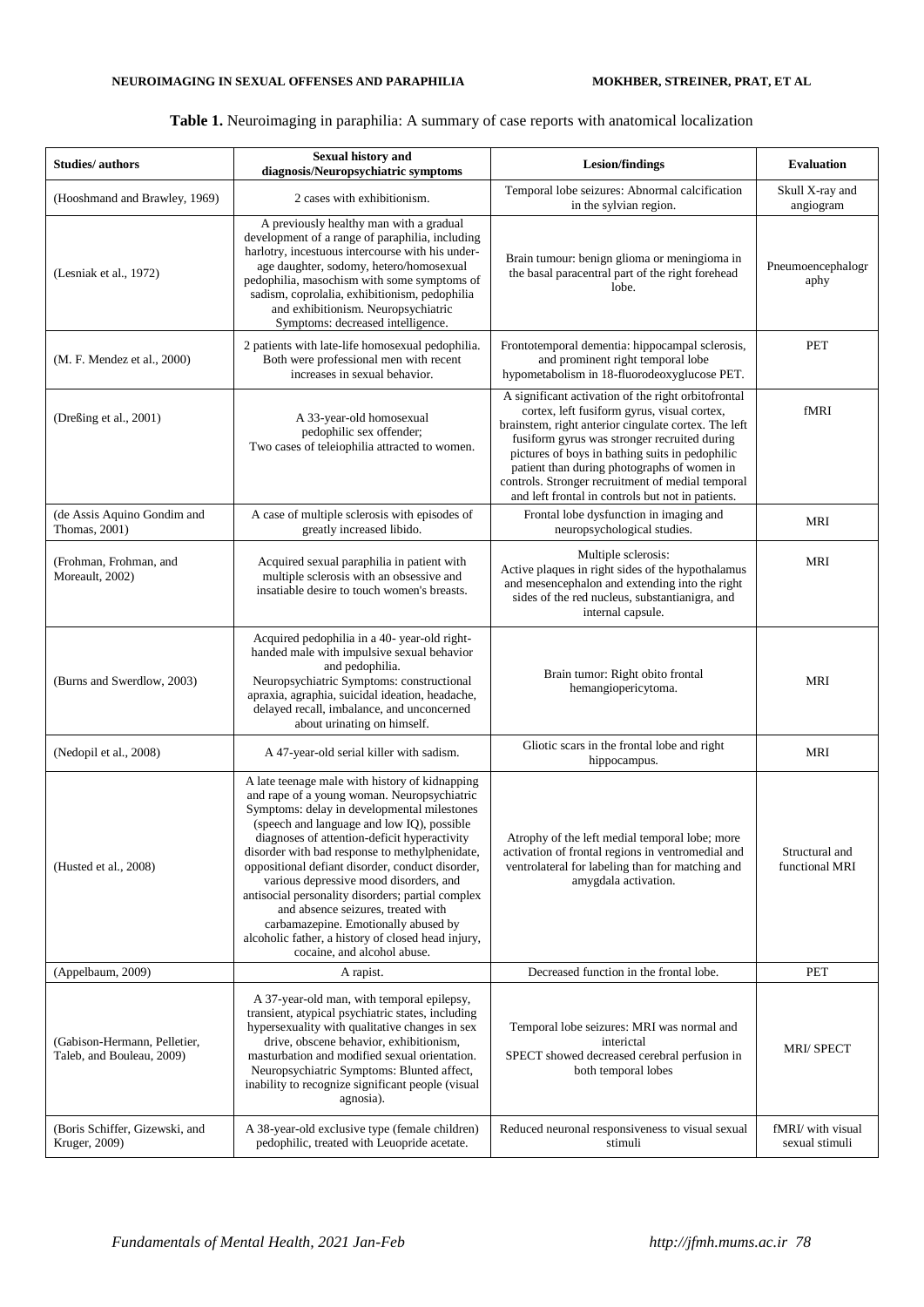**Table 1.** Neuroimaging in paraphilia: A summary of case reports with anatomical localization

| Studies/ authors | Sexual history and diagnosis/Neuropsychiatric symptoms | Lesion/findings | Evaluation |
|---|---|---|---|
| (Hooshmand and Brawley, 1969) | 2 cases with exhibitionism. | Temporal lobe seizures: Abnormal calcification in the sylvian region. | Skull X-ray and angiogram |
| (Lesniak et al., 1972) | A previously healthy man with a gradual development of a range of paraphilia, including harlotry, incestuous intercourse with his under-age daughter, sodomy, hetero/homosexual pedophilia, masochism with some symptoms of sadism, coprolalia, exhibitionism, pedophilia and exhibitionism. Neuropsychiatric Symptoms: decreased intelligence. | Brain tumour: benign glioma or meningioma in the basal paracentral part of the right forehead lobe. | Pneumoencephalography |
| (M. F. Mendez et al., 2000) | 2 patients with late-life homosexual pedophilia. Both were professional men with recent increases in sexual behavior. | Frontotemporal dementia: hippocampal sclerosis, and prominent right temporal lobe hypometabolism in 18-fluorodeoxyglucose PET. | PET |
| (Dreßing et al., 2001) | A 33-year-old homosexual pedophilic sex offender; Two cases of teleiophilia attracted to women. | A significant activation of the right orbitofrontal cortex, left fusiform gyrus, visual cortex, brainstem, right anterior cingulate cortex. The left fusiform gyrus was stronger recruited during pictures of boys in bathing suits in pedophilic patient than during photographs of women in controls. Stronger recruitment of medial temporal and left frontal in controls but not in patients. | fMRI |
| (de Assis Aquino Gondim and Thomas, 2001) | A case of multiple sclerosis with episodes of greatly increased libido. | Frontal lobe dysfunction in imaging and neuropsychological studies. | MRI |
| (Frohman, Frohman, and Moreault, 2002) | Acquired sexual paraphilia in patient with multiple sclerosis with an obsessive and insatiable desire to touch women's breasts. | Multiple sclerosis: Active plaques in right sides of the hypothalamus and mesencephalon and extending into the right sides of the red nucleus, substantianigra, and internal capsule. | MRI |
| (Burns and Swerdlow, 2003) | Acquired pedophilia in a 40- year-old right-handed male with impulsive sexual behavior and pedophilia. Neuropsychiatric Symptoms: constructional apraxia, agraphia, suicidal ideation, headache, delayed recall, imbalance, and unconcerned about urinating on himself. | Brain tumor: Right obito frontal hemangiopericytoma. | MRI |
| (Nedopil et al., 2008) | A 47-year-old serial killer with sadism. | Gliotic scars in the frontal lobe and right hippocampus. | MRI |
| (Husted et al., 2008) | A late teenage male with history of kidnapping and rape of a young woman. Neuropsychiatric Symptoms: delay in developmental milestones (speech and language and low IQ), possible diagnoses of attention-deficit hyperactivity disorder with bad response to methylphenidate, oppositional defiant disorder, conduct disorder, various depressive mood disorders, and antisocial personality disorders; partial complex and absence seizures, treated with carbamazepine. Emotionally abused by alcoholic father, a history of closed head injury, cocaine, and alcohol abuse. | Atrophy of the left medial temporal lobe; more activation of frontal regions in ventromedial and ventrolateral for labeling than for matching and amygdala activation. | Structural and functional MRI |
| (Appelbaum, 2009) | A rapist. | Decreased function in the frontal lobe. | PET |
| (Gabison-Hermann, Pelletier, Taleb, and Bouleau, 2009) | A 37-year-old man, with temporal epilepsy, transient, atypical psychiatric states, including hypersexuality with qualitative changes in sex drive, obscene behavior, exhibitionism, masturbation and modified sexual orientation. Neuropsychiatric Symptoms: Blunted affect, inability to recognize significant people (visual agnosia). | Temporal lobe seizures: MRI was normal and interictal SPECT showed decreased cerebral perfusion in both temporal lobes | MRI/ SPECT |
| (Boris Schiffer, Gizewski, and Kruger, 2009) | A 38-year-old exclusive type (female children) pedophilic, treated with Leuopride acetate. | Reduced neuronal responsiveness to visual sexual stimuli | fMRI/ with visual sexual stimuli |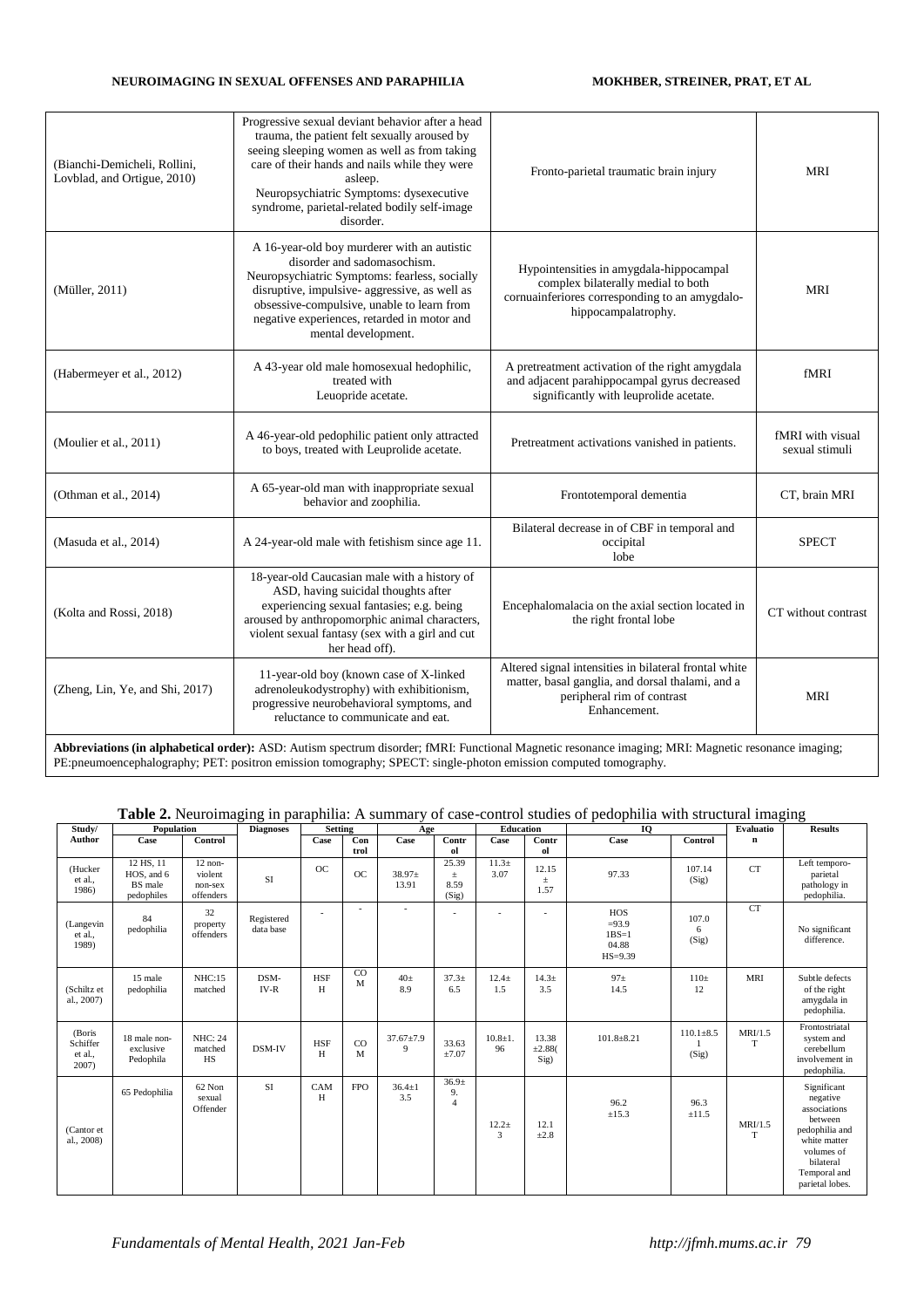| | | | |
|---|---|---|---|
| (Bianchi-Demicheli, Rollini, Lovblad, and Ortigue, 2010) | Progressive sexual deviant behavior after a head trauma, the patient felt sexually aroused by seeing sleeping women as well as from taking care of their hands and nails while they were asleep. Neuropsychiatric Symptoms: dysexecutive syndrome, parietal-related bodily self-image disorder. | Fronto-parietal traumatic brain injury | MRI |
| (Müller, 2011) | A 16-year-old boy murderer with an autistic disorder and sadomasochism. Neuropsychiatric Symptoms: fearless, socially disruptive, impulsive- aggressive, as well as obsessive-compulsive, unable to learn from negative experiences, retarded in motor and mental development. | Hypointensities in amygdala-hippocampal complex bilaterally medial to both cornuainferiores corresponding to an amygdalo-hippocampalatrophy. | MRI |
| (Habermeyer et al., 2012) | A 43-year old male homosexual hedophilic, treated with Leuopride acetate. | A pretreatment activation of the right amygdala and adjacent parahippocampal gyrus decreased significantly with leuprolide acetate. | fMRI |
| (Moulier et al., 2011) | A 46-year-old pedophilic patient only attracted to boys, treated with Leuprolide acetate. | Pretreatment activations vanished in patients. | fMRI with visual sexual stimuli |
| (Othman et al., 2014) | A 65-year-old man with inappropriate sexual behavior and zoophilia. | Frontotemporal dementia | CT, brain MRI |
| (Masuda et al., 2014) | A 24-year-old male with fetishism since age 11. | Bilateral decrease in of CBF in temporal and occipital lobe | SPECT |
| (Kolta and Rossi, 2018) | 18-year-old Caucasian male with a history of ASD, having suicidal thoughts after experiencing sexual fantasies; e.g. being aroused by anthropomorphic animal characters, violent sexual fantasy (sex with a girl and cut her head off). | Encephalomalacia on the axial section located in the right frontal lobe | CT without contrast |
| (Zheng, Lin, Ye, and Shi, 2017) | 11-year-old boy (known case of X-linked adrenoleukodystrophy) with exhibitionism, progressive neurobehavioral symptoms, and reluctance to communicate and eat. | Altered signal intensities in bilateral frontal white matter, basal ganglia, and dorsal thalami, and a peripheral rim of contrast Enhancement. | MRI |

**Abbreviations (in alphabetical order):** ASD: Autism spectrum disorder; fMRI: Functional Magnetic resonance imaging; MRI: Magnetic resonance imaging; PE:pneumoencephalography; PET: positron emission tomography; SPECT: single-photon emission computed tomography.

**Table 2.** Neuroimaging in paraphilia: A summary of case-control studies of pedophilia with structural imaging

| Study/ Author | Population | | Diagnoses | Setting | | Age | | Education | | IQ | | Evaluation | Results |
|---|---|---|---|---|---|---|---|---|---|---|---|---|---|
| | Case | Control | | Case | Control | Case | Control | Case | Control | Case | Control | | |
| (Hucker et al., 1986) | 12 HS, 11 HOS, and 6 BS male pedophiles | 12 non-violent non-sex offenders | SI | OC | OC | 38.97± 13.91 | 25.39 ± 8.59 (Sig) | 11.3± 3.07 | 12.15 ± 1.57 | 97.33 | 107.14 (Sig) | CT | Left temporo-parietal pathology in pedophilia. |
| (Langevin et al., 1989) | 84 pedophilia | 32 property offenders | Registered data base | - | - | - | - | - | - | HOS =93.9 1BS=1 04.88 HS=9.39 | 107.06 (Sig) | CT | No significant difference. |
| (Schiltz et al., 2007) | 15 male pedophilia | NHC:15 matched | DSM-IV-R | HSFH | COM | 40± 8.9 | 37.3± 6.5 | 12.4± 1.5 | 14.3± 3.5 | 97± 14.5 | 110± 12 | MRI | Subtle defects of the right amygdala in pedophilia. |
| (Boris Schiffer et al., 2007) | 18 male non-exclusive Pedophila | NHC: 24 matched HS | DSM-IV | HSFH | COM | 37.67±7.99 | 33.63 ±7.07 | 10.8±1.96 | 13.38 ±2.88( Sig) | 101.8±8.21 | 110.1±8.51 (Sig) | MRI/1.5 T | Frontostriatal system and cerebellum involvement in pedophilia. |
| (Cantor et al., 2008) | 65 Pedophilia | 62 Non sexual Offender | SI | CAMH | FPO | 36.4±13.5 | 36.9± 9.4 | 12.2± 3 | 12.1 ±2.8 | 96.2 ±15.3 | 96.3 ±11.5 | MRI/1.5 T | Significant negative associations between pedophilia and white matter volumes of bilateral Temporal and parietal lobes. |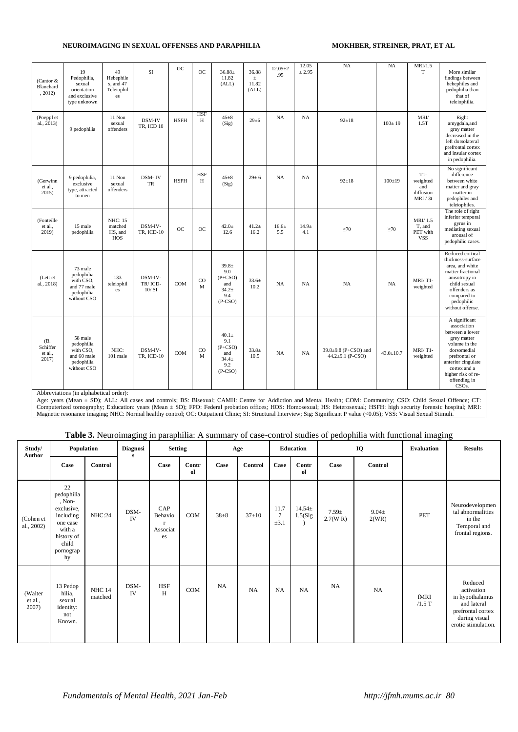| (Cantor & Blanchard, 2012) | 19 Pedophilia, sexual orientation and exclusive type unknown | 49 Hebephiles, and 47 Teleiophiles | SI | OC | OC | 36.88± 11.82 (ALL) | 36.88 ± 11.82 (ALL) | 12.05±2.95 | 12.05 ± 2.95 | NA | NA | MRI/1.5 T | More similar findings between hebephiles and pedophilia than that of teleiophilia. |
|---|---|---|---|---|---|---|---|---|---|---|---|---|---|
| (Poeppl et al., 2013) | 9 pedophilia | 11 Non sexual offenders | DSM-IV TR, ICD 10 | HSFH | HSFH | 45±8 (Sig) | 29±6 | NA | NA | 92±18 | 100± 19 | MRI/ 1.5T | Right amygdala,and gray matter decreased in the left dorsolateral prefrontal cortex and insular cortex in pedophilia. |
| (Gerwinn et al., 2015) | 9 pedophilia, exclusive type, attracted to men | 11 Non sexual offenders | DSM- IV TR | HSFH | HSFH | 45±8 (Sig) | 29± 6 | NA | NA | 92±18 | 100±19 | T1-weighted and diffusion MRI / 3t | No significant difference between white matter and gray matter in pedophiles and teleiophiles. |
| (Fonteille et al., 2019) | 15 male pedophilia | NHC: 15 matched HS, and HOS | DSM-IV-TR, ICD-10 | OC | OC | 42.0± 12.6 | 41.2± 16.2 | 16.6± 5.5 | 14.9± 4.1 | ≥70 | ≥70 | MRI/ 1.5 T, and PET with VSS | The role of right inferior temporal gyrus in mediating sexual arousal of pedophilic cases. |
| (Lett et al., 2018) | 73 male pedophilia with CSO, and 77 male pedophilia without CSO | 133 teleiophiles | DSM-IV-TR/ ICD-10/ SI | COM | COM | 39.8± 9.0 (P+CSO) and 34.2± 9.4 (P-CSO) | 33.6± 10.2 | NA | NA | NA | NA | MRI/ T1-weighted | Reduced cortical thickness-surface area, and white matter fractional anisotropy in child sexual offenders as compared to pedophilic without offense. |
| (B. Schiffer et al., 2017) | 58 male pedophilia with CSO, and 60 male pedophilia without CSO | NHC: 101 male | DSM-IV-TR, ICD-10 | COM | COM | 40.1± 9.1 (P+CSO) and 34.4± 9.2 (P-CSO) | 33.8± 10.5 | NA | NA | 39.8±9.8 (P+CSO) and 44.2±9.1 (P-CSO) | 43.0±10.7 | MRI/ T1-weighted | A significant association between a lower grey matter volume in the dorsomedial prefrontal or anterior cingulate cortex and a higher risk of re-offending in CSOs. |

Abbreviations (in alphabetical order):

Age: years (Mean ± SD); ALL: All cases and controls; BS: Bisexual; CAMH: Centre for Addiction and Mental Health; COM: Community; CSO: Child Sexual Offence; CT: Computerized tomography; E:ducation: years (Mean ± SD); FPO: Federal probation offices; HOS: Homosexual; HS: Heterosexual; HSFH: high security forensic hospital; MRI: Magnetic resonance imaging; NHC: Normal healthy control; OC: Outpatient Clinic; SI: Structural Interview; Sig: Significant P value (<0.05); VSS: Visual Sexual Stimuli.

**Table 3.** Neuroimaging in paraphilia: A summary of case-control studies of pedophilia with functional imaging

| Study/ Author | Population | | Diagnosis | Setting | | Age | | Education | | IQ | | Evaluation | Results |
|---|---|---|---|---|---|---|---|---|---|---|---|---|---|
| | Case | Control | | Case | Control | Case | Control | Case | Control | Case | Control | | |
| (Cohen et al., 2002) | 22 pedophilia, Non-exclusive, including one case with a history of child pornography | NHC:24 | DSM-IV | CAP Behavior Associates | COM | 38±8 | 37±10 | 11.77 ±3.1 | 14.54± 1.5(Sig) | 7.59± 2.7(W R) | 9.04± 2(WR) | PET | Neurodevelopmental abnormalities in the Temporal and frontal regions. |
| (Walter et al., 2007) | 13 Pedophilia, sexual identity: not Known. | NHC 14 matched | DSM-IV | HSFH | COM | NA | NA | NA | NA | NA | NA | fMRI /1.5 T | Reduced activation in hypothalamus and lateral prefrontal cortex during visual erotic stimulation. |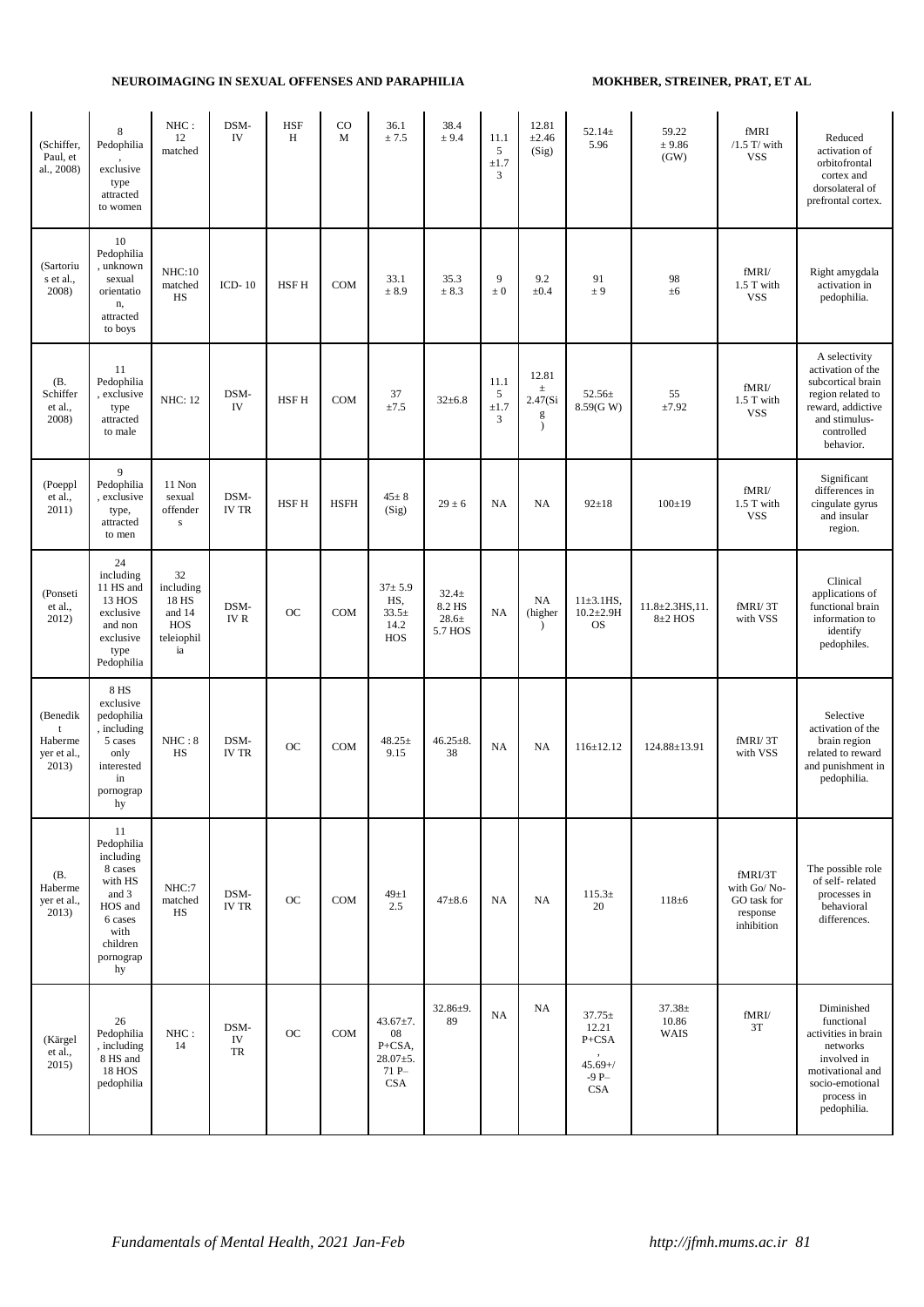| (Schiffer, Paul, et al., 2008) | 8 Pedophilia , exclusive type attracted to women | NHC : 12 matched | DSM-IV | HSF H | COM | 36.1 ± 7.5 | 38.4 ± 9.4 | 11.15 ±1.73 | 12.81 ±2.46 (Sig) | 52.14± 5.96 | 59.22 ± 9.86 (GW) | fMRI /1.5 T/ with VSS | Reduced activation of orbitofrontal cortex and dorsolateral of prefrontal cortex. |
|---|---|---|---|---|---|---|---|---|---|---|---|---|---|
| (Sartorius et al., 2008) | 10 Pedophilia , unknown sexual orientation, attracted to boys | NHC:10 matched HS | ICD- 10 | HSF H | COM | 33.1 ± 8.9 | 35.3 ± 8.3 | 9 ± 0 | 9.2 ±0.4 | 91 ± 9 | 98 ±6 | fMRI/ 1.5 T with VSS | Right amygdala activation in pedophilia. |
| (B. Schiffer et al., 2008) | 11 Pedophilia , exclusive type attracted to male | NHC: 12 | DSM-IV | HSF H | COM | 37 ±7.5 | 32±6.8 | 11.15 ±1.73 | 12.81 ± 2.47(Sig) | 52.56± 8.59(G W) | 55 ±7.92 | fMRI/ 1.5 T with VSS | A selectivity activation of the subcortical brain region related to reward, addictive and stimulus-controlled behavior. |
| (Poeppl et al., 2011) | 9 Pedophilia , exclusive type, attracted to men | 11 Non sexual offenders | DSM-IV TR | HSF H | HSFH | 45± 8 (Sig) | 29 ± 6 | NA | NA | 92±18 | 100±19 | fMRI/ 1.5 T with VSS | Significant differences in cingulate gyrus and insular region. |
| (Ponseti et al., 2012) | 24 including 11 HS and 13 HOS exclusive and non exclusive type Pedophilia | 32 including 18 HS and 14 HOS teleiophilia | DSM-IV R | OC | COM | 37± 5.9 HS, 33.5± 14.2 HOS | 32.4± 8.2 HS 28.6± 5.7 HOS | NA | NA (higher) | 11±3.1HS, 10.2±2.9H OS | 11.8±2.3HS,11. 8±2 HOS | fMRI/ 3T with VSS | Clinical applications of functional brain information to identify pedophiles. |
| (Benedikt Haberme yer et al., 2013) | 8 HS exclusive pedophilia , including 5 cases only interested in pornography | NHC : 8 HS | DSM-IV TR | OC | COM | 48.25± 9.15 | 46.25±8.38 | NA | NA | 116±12.12 | 124.88±13.91 | fMRI/ 3T with VSS | Selective activation of the brain region related to reward and punishment in pedophilia. |
| (B. Haberme yer et al., 2013) | 11 Pedophilia including 8 cases with HS and 3 HOS and 6 cases with children pornography | NHC:7 matched HS | DSM-IV TR | OC | COM | 49±1 2.5 | 47±8.6 | NA | NA | 115.3± 20 | 118±6 | fMRI/3T with Go/ No-GO task for response inhibition | The possible role of self- related processes in behavioral differences. |
| (Kärgel et al., 2015) | 26 Pedophilia , including 8 HS and 18 HOS pedophilia | NHC : 14 | DSM-IV TR | OC | COM | 43.67±7.08 P+CSA, 28.07±5.71 P– CSA | 32.86±9.89 | NA | NA | 37.75± 12.21 P+CSA , 45.69+/ -9 P– CSA | 37.38± 10.86 WAIS | fMRI/ 3T | Diminished functional activities in brain networks involved in motivational and socio-emotional process in pedophilia. |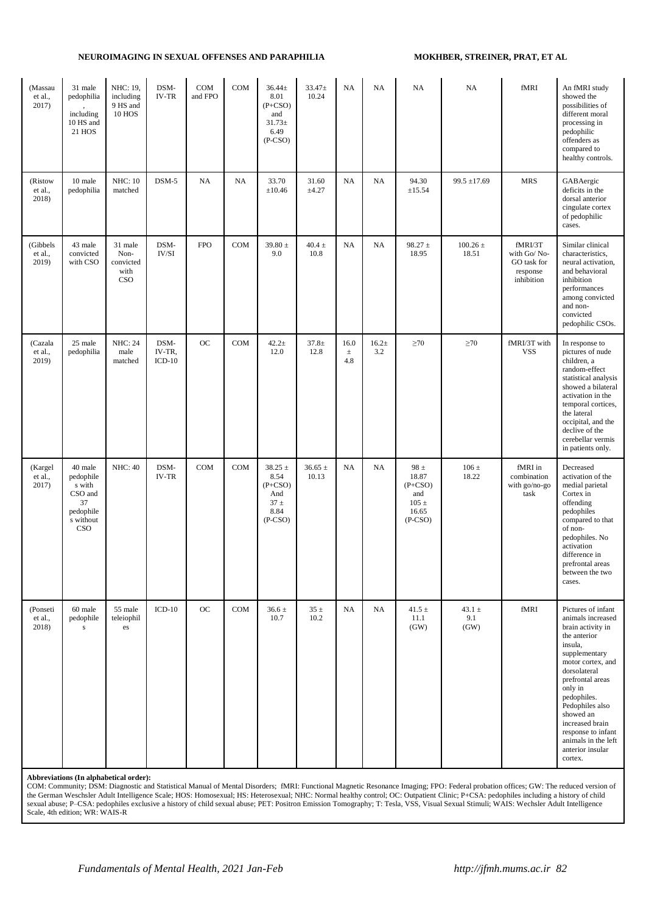| (Massau et al., 2017) | 31 male pedophilia, including 10 HS and 21 HOS | NHC: 19, including 9 HS and 10 HOS | DSM-IV-TR | COM and FPO | COM | 36.44± 8.01 (P+CSO) and 31.73± 6.49 (P-CSO) | 33.47± 10.24 | NA | NA | NA | NA | fMRI | An fMRI study showed the possibilities of different moral processing in pedophilic offenders as compared to healthy controls. |
|---|---|---|---|---|---|---|---|---|---|---|---|---|---|
| (Ristow et al., 2018) | 10 male pedophilia | NHC: 10 matched | DSM-5 | NA | NA | 33.70 ±10.46 | 31.60 ±4.27 | NA | NA | 94.30 ±15.54 | 99.5 ±17.69 | MRS | GABAergic deficits in the dorsal anterior cingulate cortex of pedophilic cases. |
| (Gibbels et al., 2019) | 43 male convicted with CSO | 31 male Non-convicted with CSO | DSM-IV/SI | FPO | COM | 39.80 ± 9.0 | 40.4 ± 10.8 | NA | NA | 98.27 ± 18.95 | 100.26 ± 18.51 | fMRI/3T with Go/ No-GO task for response inhibition | Similar clinical characteristics, neural activation, and behavioral inhibition performances among convicted and non-convicted pedophilic CSOs. |
| (Cazala et al., 2019) | 25 male pedophilia | NHC: 24 male matched | DSM-IV-TR, ICD-10 | OC | COM | 42.2± 12.0 | 37.8± 12.8 | 16.0 ± 4.8 | 16.2± 3.2 | ≥70 | ≥70 | fMRI/3T with VSS | In response to pictures of nude children, a random-effect statistical analysis showed a bilateral activation in the temporal cortices, the lateral occipital, and the declive of the cerebellar vermis in patients only. |
| (Kargel et al., 2017) | 40 male pedophiles with CSO and 37 pedophiles without CSO | NHC: 40 | DSM-IV-TR | COM | COM | 38.25 ± 8.54 (P+CSO) And 37 ± 8.84 (P-CSO) | 36.65 ± 10.13 | NA | NA | 98 ± 18.87 (P+CSO) and 105 ± 16.65 (P-CSO) | 106 ± 18.22 | fMRI in combination with go/no-go task | Decreased activation of the medial parietal Cortex in offending pedophiles compared to that of non-pedophiles. No activation difference in prefrontal areas between the two cases. |
| (Ponseti et al., 2018) | 60 male pedophiles | 55 male teleiophiles | ICD-10 | OC | COM | 36.6 ± 10.7 | 35 ± 10.2 | NA | NA | 41.5 ± 11.1 (GW) | 43.1 ± 9.1 (GW) | fMRI | Pictures of infant animals increased brain activity in the anterior insula, supplementary motor cortex, and dorsolateral prefrontal areas only in pedophiles. Pedophiles also showed an increased brain response to infant animals in the left anterior insular cortex. |

**Abbreviations (In alphabetical order):**
COM: Community; DSM: Diagnostic and Statistical Manual of Mental Disorders; fMRI: Functional Magnetic Resonance Imaging; FPO: Federal probation offices; GW: The reduced version of the German Weschsler Adult Intelligence Scale; HOS: Homosexual; HS: Heterosexual; NHC: Normal healthy control; OC: Outpatient Clinic; P+CSA: pedophiles including a history of child sexual abuse; P–CSA: pedophiles exclusive a history of child sexual abuse; PET: Positron Emission Tomography; T: Tesla, VSS, Visual Sexual Stimuli; WAIS: Wechsler Adult Intelligence Scale, 4th edition; WR: WAIS-R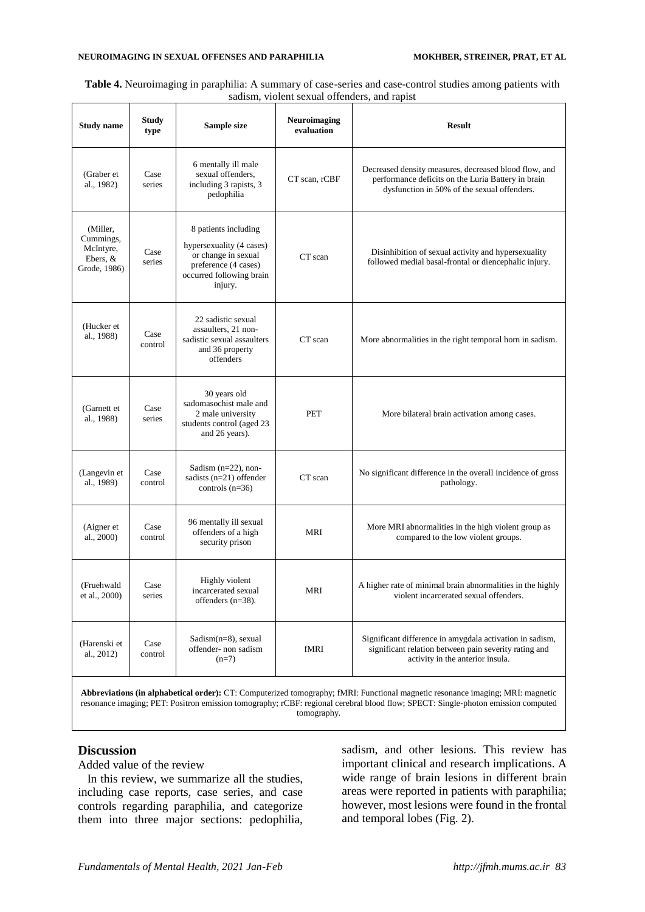**Table 4.** Neuroimaging in paraphilia: A summary of case-series and case-control studies among patients with sadism, violent sexual offenders, and rapist

| Study name | Study type | Sample size | Neuroimaging evaluation | Result |
|---|---|---|---|---|
| (Graber et al., 1982) | Case series | 6 mentally ill male sexual offenders, including 3 rapists, 3 pedophilia | CT scan, rCBF | Decreased density measures, decreased blood flow, and performance deficits on the Luria Battery in brain dysfunction in 50% of the sexual offenders. |
| (Miller, Cummings, McIntyre, Ebers, & Grode, 1986) | Case series | 8 patients including hypersexuality (4 cases) or change in sexual preference (4 cases) occurred following brain injury. | CT scan | Disinhibition of sexual activity and hypersexuality followed medial basal-frontal or diencephalic injury. |
| (Hucker et al., 1988) | Case control | 22 sadistic sexual assaulters, 21 non-sadistic sexual assaulters and 36 property offenders | CT scan | More abnormalities in the right temporal horn in sadism. |
| (Garnett et al., 1988) | Case series | 30 years old sadomasochist male and 2 male university students control (aged 23 and 26 years). | PET | More bilateral brain activation among cases. |
| (Langevin et al., 1989) | Case control | Sadism (n=22), non-sadists (n=21) offender controls (n=36) | CT scan | No significant difference in the overall incidence of gross pathology. |
| (Aigner et al., 2000) | Case control | 96 mentally ill sexual offenders of a high security prison | MRI | More MRI abnormalities in the high violent group as compared to the low violent groups. |
| (Fruehwald et al., 2000) | Case series | Highly violent incarcerated sexual offenders (n=38). | MRI | A higher rate of minimal brain abnormalities in the highly violent incarcerated sexual offenders. |
| (Harenski et al., 2012) | Case control | Sadism(n=8), sexual offender- non sadism (n=7) | fMRI | Significant difference in amygdala activation in sadism, significant relation between pain severity rating and activity in the anterior insula. |

**Abbreviations (in alphabetical order):** CT: Computerized tomography; fMRI: Functional magnetic resonance imaging; MRI: magnetic resonance imaging; PET: Positron emission tomography; rCBF: regional cerebral blood flow; SPECT: Single-photon emission computed tomography.

## Discussion

Added value of the review

In this review, we summarize all the studies, including case reports, case series, and case controls regarding paraphilia, and categorize them into three major sections: pedophilia, sadism, and other lesions. This review has important clinical and research implications. A wide range of brain lesions in different brain areas were reported in patients with paraphilia; however, most lesions were found in the frontal and temporal lobes (Fig. 2).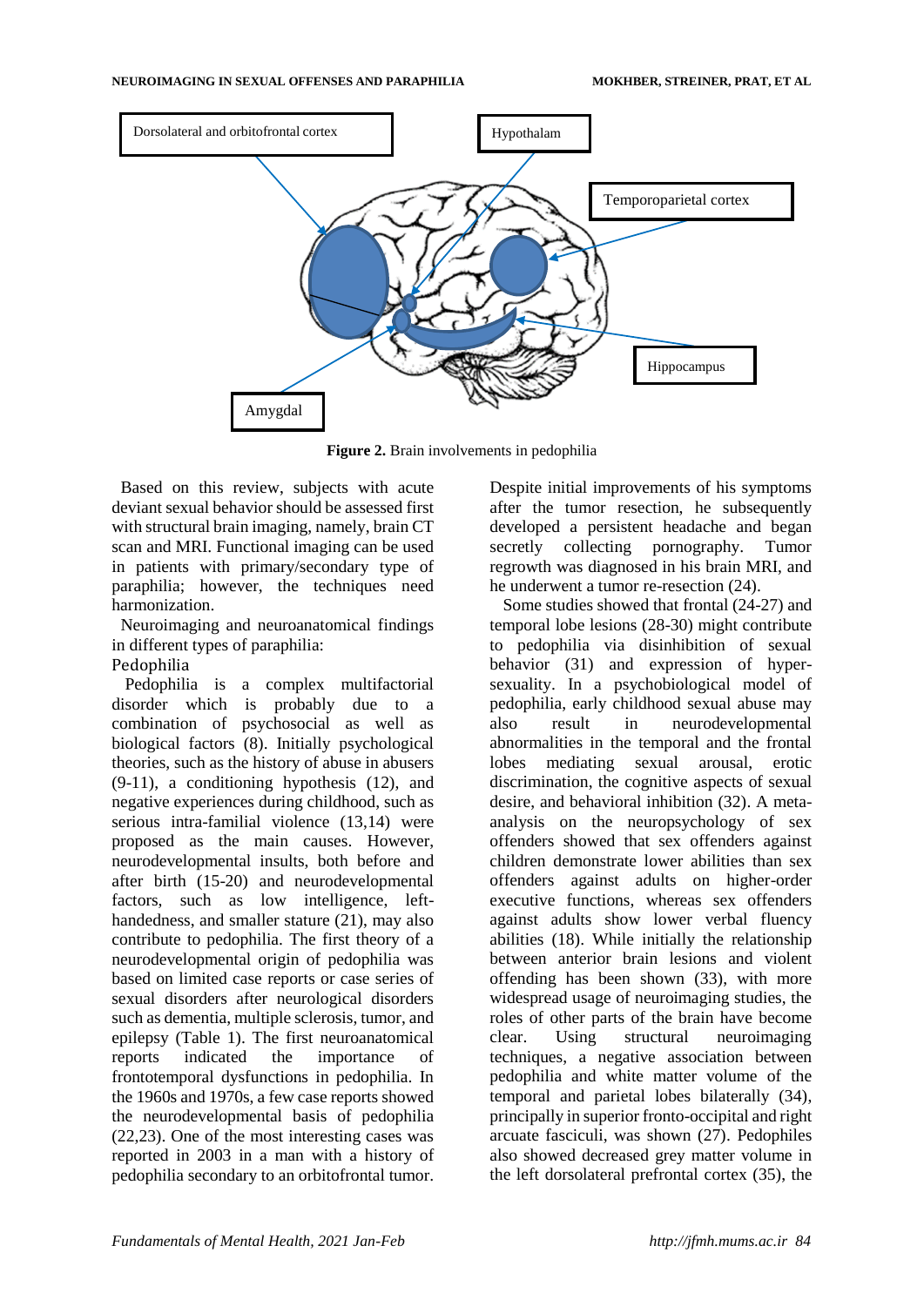Dorsolateral and orbitofrontal cortex

Hypothalam

Temporoparietal cortex

Hippocampus

Amygdal

**Figure 2.** Brain involvements in pedophilia

Based on this review, subjects with acute deviant sexual behavior should be assessed first with structural brain imaging, namely, brain CT scan and MRI. Functional imaging can be used in patients with primary/secondary type of paraphilia; however, the techniques need harmonization.

Neuroimaging and neuroanatomical findings in different types of paraphilia:

Pedophilia

Pedophilia is a complex multifactorial disorder which is probably due to a combination of psychosocial as well as biological factors (8). Initially psychological theories, such as the history of abuse in abusers (9-11), a conditioning hypothesis (12), and negative experiences during childhood, such as serious intra-familial violence (13,14) were proposed as the main causes. However, neurodevelopmental insults, both before and after birth (15-20) and neurodevelopmental factors, such as low intelligence, left-handedness, and smaller stature (21), may also contribute to pedophilia. The first theory of a neurodevelopmental origin of pedophilia was based on limited case reports or case series of sexual disorders after neurological disorders such as dementia, multiple sclerosis, tumor, and epilepsy (Table 1). The first neuroanatomical reports indicated the importance of frontotemporal dysfunctions in pedophilia. In the 1960s and 1970s, a few case reports showed the neurodevelopmental basis of pedophilia (22,23). One of the most interesting cases was reported in 2003 in a man with a history of pedophilia secondary to an orbitofrontal tumor. Despite initial improvements of his symptoms after the tumor resection, he subsequently developed a persistent headache and began secretly collecting pornography. Tumor regrowth was diagnosed in his brain MRI, and he underwent a tumor re-resection (24).

Some studies showed that frontal (24-27) and temporal lobe lesions (28-30) might contribute to pedophilia via disinhibition of sexual behavior (31) and expression of hyper-sexuality. In a psychobiological model of pedophilia, early childhood sexual abuse may also result in neurodevelopmental abnormalities in the temporal and the frontal lobes mediating sexual arousal, erotic discrimination, the cognitive aspects of sexual desire, and behavioral inhibition (32). A meta-analysis on the neuropsychology of sex offenders showed that sex offenders against children demonstrate lower abilities than sex offenders against adults on higher-order executive functions, whereas sex offenders against adults show lower verbal fluency abilities (18). While initially the relationship between anterior brain lesions and violent offending has been shown (33), with more widespread usage of neuroimaging studies, the roles of other parts of the brain have become clear. Using structural neuroimaging techniques, a negative association between pedophilia and white matter volume of the temporal and parietal lobes bilaterally (34), principally in superior fronto-occipital and right arcuate fasciculi, was shown (27). Pedophiles also showed decreased grey matter volume in the left dorsolateral prefrontal cortex (35), the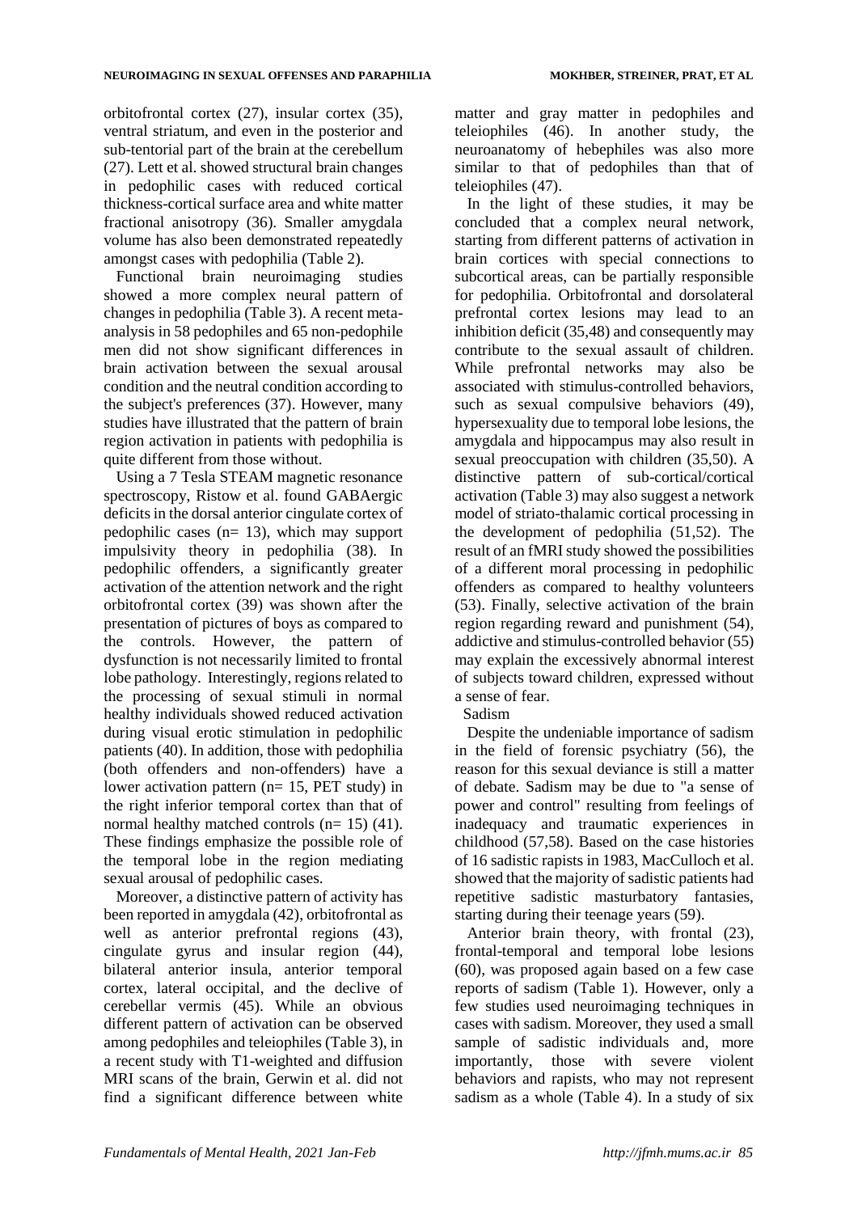orbitofrontal cortex (27), insular cortex (35), ventral striatum, and even in the posterior and sub-tentorial part of the brain at the cerebellum (27). Lett et al. showed structural brain changes in pedophilic cases with reduced cortical thickness-cortical surface area and white matter fractional anisotropy (36). Smaller amygdala volume has also been demonstrated repeatedly amongst cases with pedophilia (Table 2).

Functional brain neuroimaging studies showed a more complex neural pattern of changes in pedophilia (Table 3). A recent meta-analysis in 58 pedophiles and 65 non-pedophile men did not show significant differences in brain activation between the sexual arousal condition and the neutral condition according to the subject's preferences (37). However, many studies have illustrated that the pattern of brain region activation in patients with pedophilia is quite different from those without.

Using a 7 Tesla STEAM magnetic resonance spectroscopy, Ristow et al. found GABAergic deficits in the dorsal anterior cingulate cortex of pedophilic cases (n= 13), which may support impulsivity theory in pedophilia (38). In pedophilic offenders, a significantly greater activation of the attention network and the right orbitofrontal cortex (39) was shown after the presentation of pictures of boys as compared to the controls. However, the pattern of dysfunction is not necessarily limited to frontal lobe pathology. Interestingly, regions related to the processing of sexual stimuli in normal healthy individuals showed reduced activation during visual erotic stimulation in pedophilic patients (40). In addition, those with pedophilia (both offenders and non-offenders) have a lower activation pattern (n= 15, PET study) in the right inferior temporal cortex than that of normal healthy matched controls (n= 15) (41). These findings emphasize the possible role of the temporal lobe in the region mediating sexual arousal of pedophilic cases.

Moreover, a distinctive pattern of activity has been reported in amygdala (42), orbitofrontal as well as anterior prefrontal regions (43), cingulate gyrus and insular region (44), bilateral anterior insula, anterior temporal cortex, lateral occipital, and the declive of cerebellar vermis (45). While an obvious different pattern of activation can be observed among pedophiles and teleiophiles (Table 3), in a recent study with T1-weighted and diffusion MRI scans of the brain, Gerwin et al. did not find a significant difference between white matter and gray matter in pedophiles and teleiophiles (46). In another study, the neuroanatomy of hebephiles was also more similar to that of pedophiles than that of teleiophiles (47).

In the light of these studies, it may be concluded that a complex neural network, starting from different patterns of activation in brain cortices with special connections to subcortical areas, can be partially responsible for pedophilia. Orbitofrontal and dorsolateral prefrontal cortex lesions may lead to an inhibition deficit (35,48) and consequently may contribute to the sexual assault of children. While prefrontal networks may also be associated with stimulus-controlled behaviors, such as sexual compulsive behaviors (49), hypersexuality due to temporal lobe lesions, the amygdala and hippocampus may also result in sexual preoccupation with children (35,50). A distinctive pattern of sub-cortical/cortical activation (Table 3) may also suggest a network model of striato-thalamic cortical processing in the development of pedophilia (51,52). The result of an fMRI study showed the possibilities of a different moral processing in pedophilic offenders as compared to healthy volunteers (53). Finally, selective activation of the brain region regarding reward and punishment (54), addictive and stimulus-controlled behavior (55) may explain the excessively abnormal interest of subjects toward children, expressed without a sense of fear.

## Sadism

Despite the undeniable importance of sadism in the field of forensic psychiatry (56), the reason for this sexual deviance is still a matter of debate. Sadism may be due to "a sense of power and control" resulting from feelings of inadequacy and traumatic experiences in childhood (57,58). Based on the case histories of 16 sadistic rapists in 1983, MacCulloch et al. showed that the majority of sadistic patients had repetitive sadistic masturbatory fantasies, starting during their teenage years (59).

Anterior brain theory, with frontal (23), frontal-temporal and temporal lobe lesions (60), was proposed again based on a few case reports of sadism (Table 1). However, only a few studies used neuroimaging techniques in cases with sadism. Moreover, they used a small sample of sadistic individuals and, more importantly, those with severe violent behaviors and rapists, who may not represent sadism as a whole (Table 4). In a study of six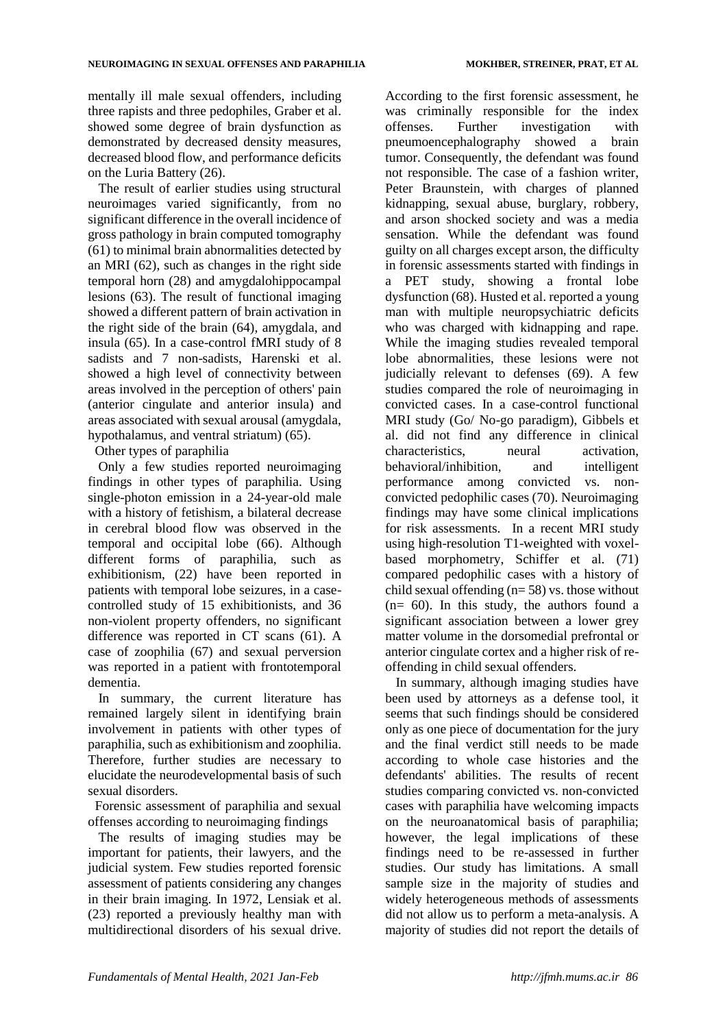mentally ill male sexual offenders, including three rapists and three pedophiles, Graber et al. showed some degree of brain dysfunction as demonstrated by decreased density measures, decreased blood flow, and performance deficits on the Luria Battery (26).

The result of earlier studies using structural neuroimages varied significantly, from no significant difference in the overall incidence of gross pathology in brain computed tomography (61) to minimal brain abnormalities detected by an MRI (62), such as changes in the right side temporal horn (28) and amygdalohippocampal lesions (63). The result of functional imaging showed a different pattern of brain activation in the right side of the brain (64), amygdala, and insula (65). In a case-control fMRI study of 8 sadists and 7 non-sadists, Harenski et al. showed a high level of connectivity between areas involved in the perception of others' pain (anterior cingulate and anterior insula) and areas associated with sexual arousal (amygdala, hypothalamus, and ventral striatum) (65).

### Other types of paraphilia

Only a few studies reported neuroimaging findings in other types of paraphilia. Using single-photon emission in a 24-year-old male with a history of fetishism, a bilateral decrease in cerebral blood flow was observed in the temporal and occipital lobe (66). Although different forms of paraphilia, such as exhibitionism, (22) have been reported in patients with temporal lobe seizures, in a case-controlled study of 15 exhibitionists, and 36 non-violent property offenders, no significant difference was reported in CT scans (61). A case of zoophilia (67) and sexual perversion was reported in a patient with frontotemporal dementia.

In summary, the current literature has remained largely silent in identifying brain involvement in patients with other types of paraphilia, such as exhibitionism and zoophilia. Therefore, further studies are necessary to elucidate the neurodevelopmental basis of such sexual disorders.

### Forensic assessment of paraphilia and sexual offenses according to neuroimaging findings

The results of imaging studies may be important for patients, their lawyers, and the judicial system. Few studies reported forensic assessment of patients considering any changes in their brain imaging. In 1972, Lensiak et al. (23) reported a previously healthy man with multidirectional disorders of his sexual drive. According to the first forensic assessment, he was criminally responsible for the index offenses. Further investigation with pneumoencephalography showed a brain tumor. Consequently, the defendant was found not responsible. The case of a fashion writer, Peter Braunstein, with charges of planned kidnapping, sexual abuse, burglary, robbery, and arson shocked society and was a media sensation. While the defendant was found guilty on all charges except arson, the difficulty in forensic assessments started with findings in a PET study, showing a frontal lobe dysfunction (68). Husted et al. reported a young man with multiple neuropsychiatric deficits who was charged with kidnapping and rape. While the imaging studies revealed temporal lobe abnormalities, these lesions were not judicially relevant to defenses (69). A few studies compared the role of neuroimaging in convicted cases. In a case-control functional MRI study (Go/ No-go paradigm), Gibbels et al. did not find any difference in clinical characteristics, neural activation, behavioral/inhibition, and intelligent performance among convicted vs. non-convicted pedophilic cases (70). Neuroimaging findings may have some clinical implications for risk assessments. In a recent MRI study using high-resolution T1-weighted with voxel-based morphometry, Schiffer et al. (71) compared pedophilic cases with a history of child sexual offending (n= 58) vs. those without (n= 60). In this study, the authors found a significant association between a lower grey matter volume in the dorsomedial prefrontal or anterior cingulate cortex and a higher risk of re-offending in child sexual offenders.

In summary, although imaging studies have been used by attorneys as a defense tool, it seems that such findings should be considered only as one piece of documentation for the jury and the final verdict still needs to be made according to whole case histories and the defendants' abilities. The results of recent studies comparing convicted vs. non-convicted cases with paraphilia have welcoming impacts on the neuroanatomical basis of paraphilia; however, the legal implications of these findings need to be re-assessed in further studies. Our study has limitations. A small sample size in the majority of studies and widely heterogeneous methods of assessments did not allow us to perform a meta-analysis. A majority of studies did not report the details of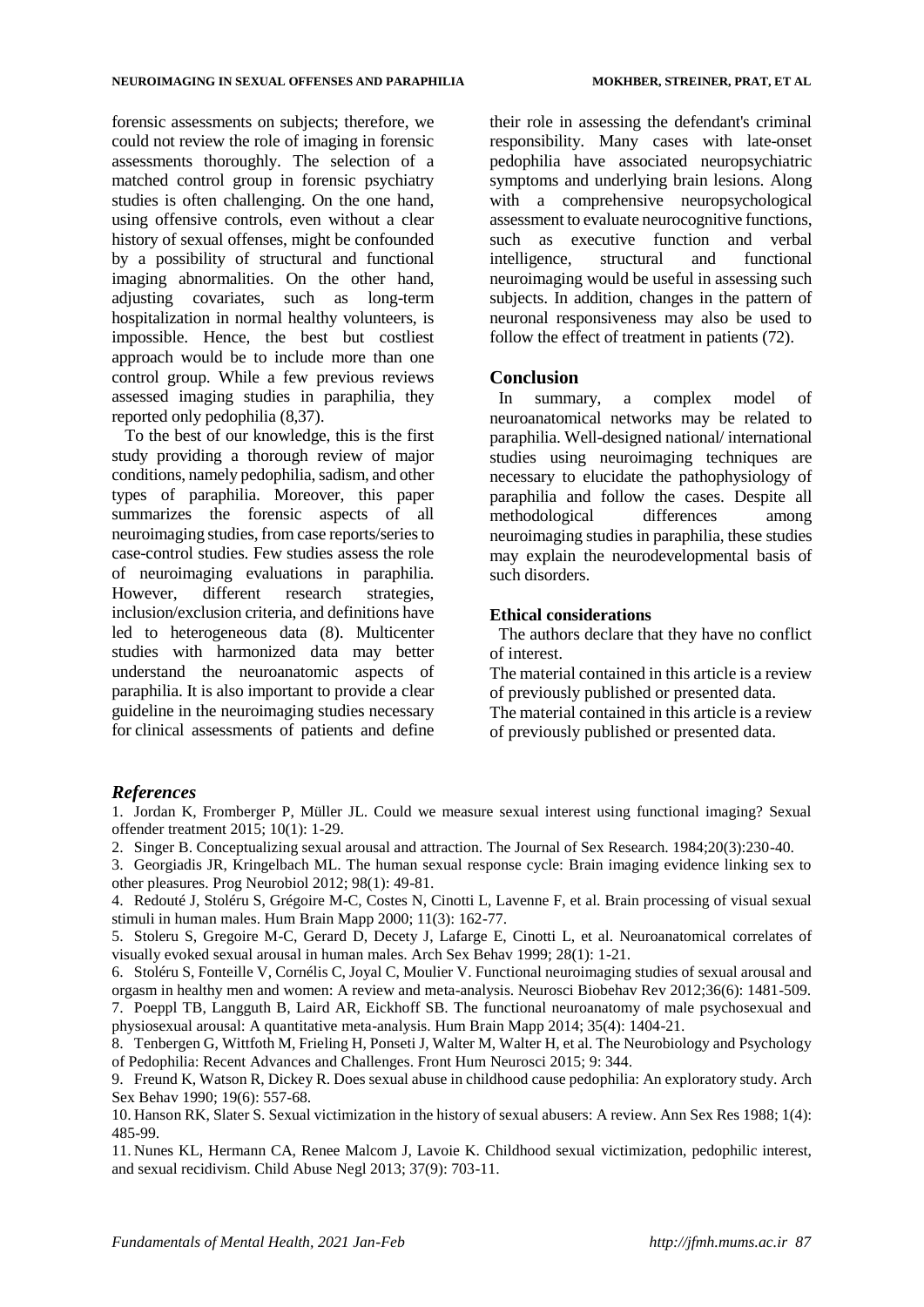forensic assessments on subjects; therefore, we could not review the role of imaging in forensic assessments thoroughly. The selection of a matched control group in forensic psychiatry studies is often challenging. On the one hand, using offensive controls, even without a clear history of sexual offenses, might be confounded by a possibility of structural and functional imaging abnormalities. On the other hand, adjusting covariates, such as long-term hospitalization in normal healthy volunteers, is impossible. Hence, the best but costliest approach would be to include more than one control group. While a few previous reviews assessed imaging studies in paraphilia, they reported only pedophilia (8,37).

To the best of our knowledge, this is the first study providing a thorough review of major conditions, namely pedophilia, sadism, and other types of paraphilia. Moreover, this paper summarizes the forensic aspects of all neuroimaging studies, from case reports/series to case-control studies. Few studies assess the role of neuroimaging evaluations in paraphilia. However, different research strategies, inclusion/exclusion criteria, and definitions have led to heterogeneous data (8). Multicenter studies with harmonized data may better understand the neuroanatomic aspects of paraphilia. It is also important to provide a clear guideline in the neuroimaging studies necessary for clinical assessments of patients and define their role in assessing the defendant's criminal responsibility. Many cases with late-onset pedophilia have associated neuropsychiatric symptoms and underlying brain lesions. Along with a comprehensive neuropsychological assessment to evaluate neurocognitive functions, such as executive function and verbal intelligence, structural and functional neuroimaging would be useful in assessing such subjects. In addition, changes in the pattern of neuronal responsiveness may also be used to follow the effect of treatment in patients (72).

## Conclusion

In summary, a complex model of neuroanatomical networks may be related to paraphilia. Well-designed national/ international studies using neuroimaging techniques are necessary to elucidate the pathophysiology of paraphilia and follow the cases. Despite all methodological differences among neuroimaging studies in paraphilia, these studies may explain the neurodevelopmental basis of such disorders.

### Ethical considerations

The authors declare that they have no conflict of interest.

The material contained in this article is a review of previously published or presented data.

The material contained in this article is a review of previously published or presented data.

## *References*

1. Jordan K, Fromberger P, Müller JL. Could we measure sexual interest using functional imaging? Sexual offender treatment 2015; 10(1): 1-29.
2. Singer B. Conceptualizing sexual arousal and attraction. The Journal of Sex Research. 1984;20(3):230-40.
3. Georgiadis JR, Kringelbach ML. The human sexual response cycle: Brain imaging evidence linking sex to other pleasures. Prog Neurobiol 2012; 98(1): 49-81.
4. Redouté J, Stoléru S, Grégoire M-C, Costes N, Cinotti L, Lavenne F, et al. Brain processing of visual sexual stimuli in human males. Hum Brain Mapp 2000; 11(3): 162-77.
5. Stoleru S, Gregoire M-C, Gerard D, Decety J, Lafarge E, Cinotti L, et al. Neuroanatomical correlates of visually evoked sexual arousal in human males. Arch Sex Behav 1999; 28(1): 1-21.
6. Stoléru S, Fonteille V, Cornélis C, Joyal C, Moulier V. Functional neuroimaging studies of sexual arousal and orgasm in healthy men and women: A review and meta-analysis. Neurosci Biobehav Rev 2012;36(6): 1481-509.
7. Poeppl TB, Langguth B, Laird AR, Eickhoff SB. The functional neuroanatomy of male psychosexual and physiosexual arousal: A quantitative meta-analysis. Hum Brain Mapp 2014; 35(4): 1404-21.
8. Tenbergen G, Wittfoth M, Frieling H, Ponseti J, Walter M, Walter H, et al. The Neurobiology and Psychology of Pedophilia: Recent Advances and Challenges. Front Hum Neurosci 2015; 9: 344.
9. Freund K, Watson R, Dickey R. Does sexual abuse in childhood cause pedophilia: An exploratory study. Arch Sex Behav 1990; 19(6): 557-68.
10. Hanson RK, Slater S. Sexual victimization in the history of sexual abusers: A review. Ann Sex Res 1988; 1(4): 485-99.
11. Nunes KL, Hermann CA, Renee Malcom J, Lavoie K. Childhood sexual victimization, pedophilic interest, and sexual recidivism. Child Abuse Negl 2013; 37(9): 703-11.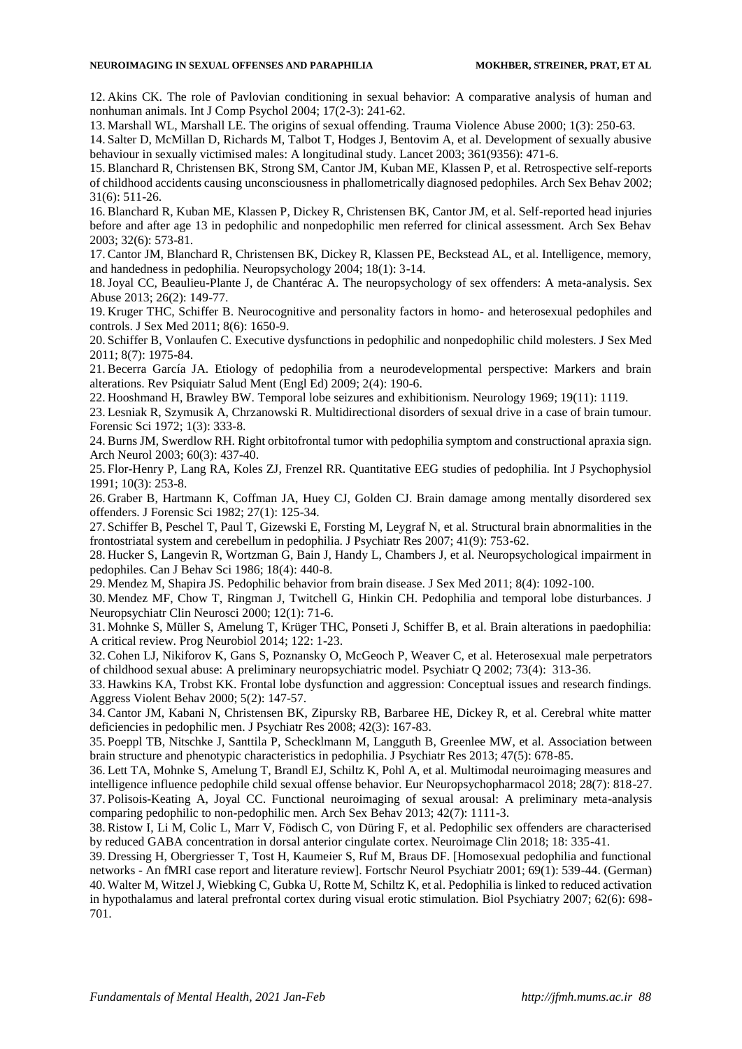12. Akins CK. The role of Pavlovian conditioning in sexual behavior: A comparative analysis of human and nonhuman animals. Int J Comp Psychol 2004; 17(2-3): 241-62.
13. Marshall WL, Marshall LE. The origins of sexual offending. Trauma Violence Abuse 2000; 1(3): 250-63.
14. Salter D, McMillan D, Richards M, Talbot T, Hodges J, Bentovim A, et al. Development of sexually abusive behaviour in sexually victimised males: A longitudinal study. Lancet 2003; 361(9356): 471-6.
15. Blanchard R, Christensen BK, Strong SM, Cantor JM, Kuban ME, Klassen P, et al. Retrospective self-reports of childhood accidents causing unconsciousness in phallometrically diagnosed pedophiles. Arch Sex Behav 2002; 31(6): 511-26.
16. Blanchard R, Kuban ME, Klassen P, Dickey R, Christensen BK, Cantor JM, et al. Self-reported head injuries before and after age 13 in pedophilic and nonpedophilic men referred for clinical assessment. Arch Sex Behav 2003; 32(6): 573-81.
17. Cantor JM, Blanchard R, Christensen BK, Dickey R, Klassen PE, Beckstead AL, et al. Intelligence, memory, and handedness in pedophilia. Neuropsychology 2004; 18(1): 3-14.
18. Joyal CC, Beaulieu-Plante J, de Chantérac A. The neuropsychology of sex offenders: A meta-analysis. Sex Abuse 2013; 26(2): 149-77.
19. Kruger THC, Schiffer B. Neurocognitive and personality factors in homo- and heterosexual pedophiles and controls. J Sex Med 2011; 8(6): 1650-9.
20. Schiffer B, Vonlaufen C. Executive dysfunctions in pedophilic and nonpedophilic child molesters. J Sex Med 2011; 8(7): 1975-84.
21. Becerra García JA. Etiology of pedophilia from a neurodevelopmental perspective: Markers and brain alterations. Rev Psiquiatr Salud Ment (Engl Ed) 2009; 2(4): 190-6.
22. Hooshmand H, Brawley BW. Temporal lobe seizures and exhibitionism. Neurology 1969; 19(11): 1119.
23. Lesniak R, Szymusik A, Chrzanowski R. Multidirectional disorders of sexual drive in a case of brain tumour. Forensic Sci 1972; 1(3): 333-8.
24. Burns JM, Swerdlow RH. Right orbitofrontal tumor with pedophilia symptom and constructional apraxia sign. Arch Neurol 2003; 60(3): 437-40.
25. Flor-Henry P, Lang RA, Koles ZJ, Frenzel RR. Quantitative EEG studies of pedophilia. Int J Psychophysiol 1991; 10(3): 253-8.
26. Graber B, Hartmann K, Coffman JA, Huey CJ, Golden CJ. Brain damage among mentally disordered sex offenders. J Forensic Sci 1982; 27(1): 125-34.
27. Schiffer B, Peschel T, Paul T, Gizewski E, Forsting M, Leygraf N, et al. Structural brain abnormalities in the frontostriatal system and cerebellum in pedophilia. J Psychiatr Res 2007; 41(9): 753-62.
28. Hucker S, Langevin R, Wortzman G, Bain J, Handy L, Chambers J, et al. Neuropsychological impairment in pedophiles. Can J Behav Sci 1986; 18(4): 440-8.
29. Mendez M, Shapira JS. Pedophilic behavior from brain disease. J Sex Med 2011; 8(4): 1092-100.
30. Mendez MF, Chow T, Ringman J, Twitchell G, Hinkin CH. Pedophilia and temporal lobe disturbances. J Neuropsychiatr Clin Neurosci 2000; 12(1): 71-6.
31. Mohnke S, Müller S, Amelung T, Krüger THC, Ponseti J, Schiffer B, et al. Brain alterations in paedophilia: A critical review. Prog Neurobiol 2014; 122: 1-23.
32. Cohen LJ, Nikiforov K, Gans S, Poznansky O, McGeoch P, Weaver C, et al. Heterosexual male perpetrators of childhood sexual abuse: A preliminary neuropsychiatric model. Psychiatr Q 2002; 73(4): 313-36.
33. Hawkins KA, Trobst KK. Frontal lobe dysfunction and aggression: Conceptual issues and research findings. Aggress Violent Behav 2000; 5(2): 147-57.
34. Cantor JM, Kabani N, Christensen BK, Zipursky RB, Barbaree HE, Dickey R, et al. Cerebral white matter deficiencies in pedophilic men. J Psychiatr Res 2008; 42(3): 167-83.
35. Poeppl TB, Nitschke J, Santtila P, Schecklmann M, Langguth B, Greenlee MW, et al. Association between brain structure and phenotypic characteristics in pedophilia. J Psychiatr Res 2013; 47(5): 678-85.
36. Lett TA, Mohnke S, Amelung T, Brandl EJ, Schiltz K, Pohl A, et al. Multimodal neuroimaging measures and intelligence influence pedophile child sexual offense behavior. Eur Neuropsychopharmacol 2018; 28(7): 818-27.
37. Polisois-Keating A, Joyal CC. Functional neuroimaging of sexual arousal: A preliminary meta-analysis comparing pedophilic to non-pedophilic men. Arch Sex Behav 2013; 42(7): 1111-3.
38. Ristow I, Li M, Colic L, Marr V, Födisch C, von Düring F, et al. Pedophilic sex offenders are characterised by reduced GABA concentration in dorsal anterior cingulate cortex. Neuroimage Clin 2018; 18: 335-41.
39. Dressing H, Obergriesser T, Tost H, Kaumeier S, Ruf M, Braus DF. [Homosexual pedophilia and functional networks - An fMRI case report and literature review]. Fortschr Neurol Psychiatr 2001; 69(1): 539-44. (German)
40. Walter M, Witzel J, Wiebking C, Gubka U, Rotte M, Schiltz K, et al. Pedophilia is linked to reduced activation in hypothalamus and lateral prefrontal cortex during visual erotic stimulation. Biol Psychiatry 2007; 62(6): 698-701.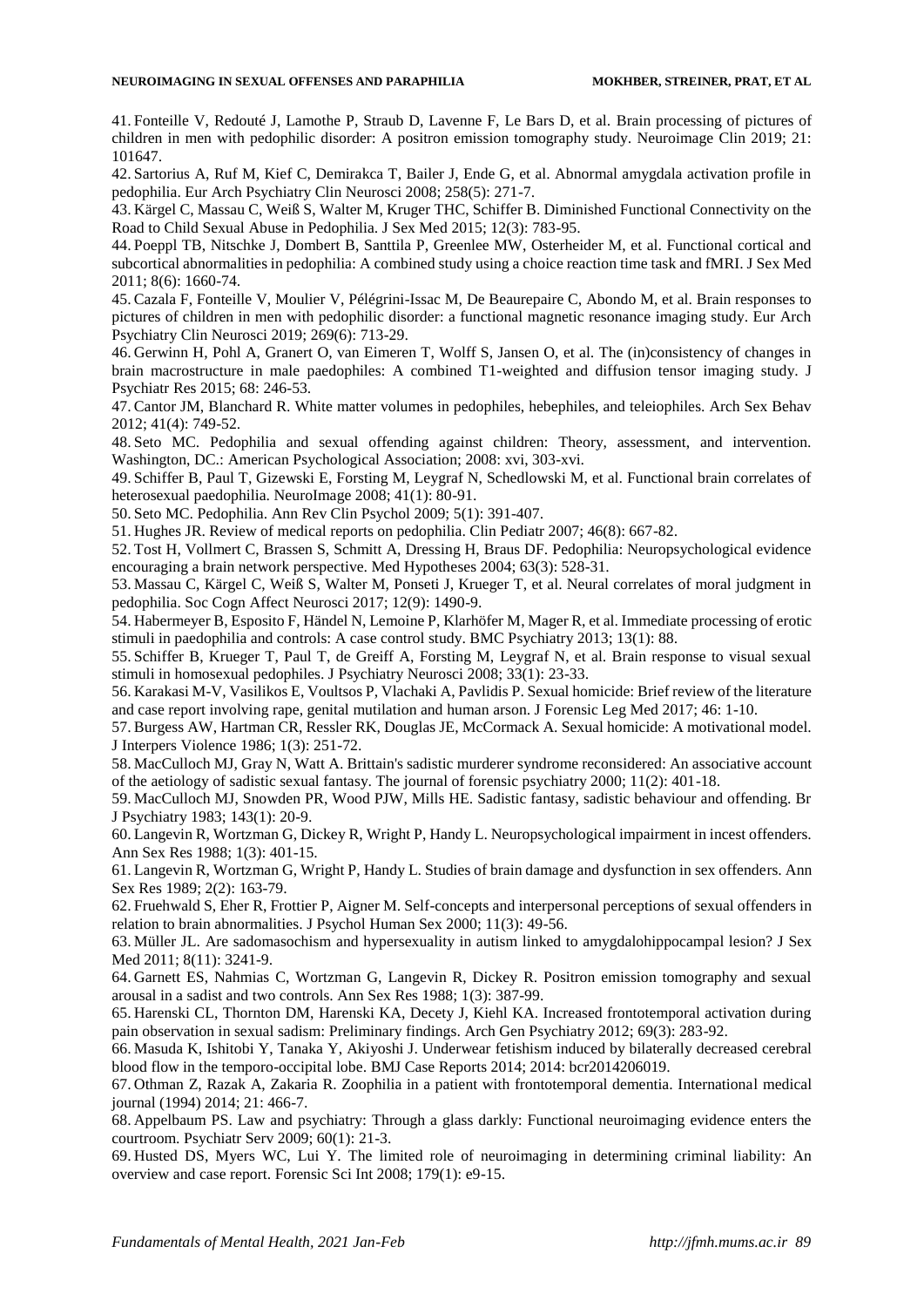41. Fonteille V, Redouté J, Lamothe P, Straub D, Lavenne F, Le Bars D, et al. Brain processing of pictures of children in men with pedophilic disorder: A positron emission tomography study. Neuroimage Clin 2019; 21: 101647.

42. Sartorius A, Ruf M, Kief C, Demirakca T, Bailer J, Ende G, et al. Abnormal amygdala activation profile in pedophilia. Eur Arch Psychiatry Clin Neurosci 2008; 258(5): 271-7.

43. Kärgel C, Massau C, Weiß S, Walter M, Kruger THC, Schiffer B. Diminished Functional Connectivity on the Road to Child Sexual Abuse in Pedophilia. J Sex Med 2015; 12(3): 783-95.

44. Poeppl TB, Nitschke J, Dombert B, Santtila P, Greenlee MW, Osterheider M, et al. Functional cortical and subcortical abnormalities in pedophilia: A combined study using a choice reaction time task and fMRI. J Sex Med 2011; 8(6): 1660-74.

45. Cazala F, Fonteille V, Moulier V, Pélégrini-Issac M, De Beaurepaire C, Abondo M, et al. Brain responses to pictures of children in men with pedophilic disorder: a functional magnetic resonance imaging study. Eur Arch Psychiatry Clin Neurosci 2019; 269(6): 713-29.

46. Gerwinn H, Pohl A, Granert O, van Eimeren T, Wolff S, Jansen O, et al. The (in)consistency of changes in brain macrostructure in male paedophiles: A combined T1-weighted and diffusion tensor imaging study. J Psychiatr Res 2015; 68: 246-53.

47. Cantor JM, Blanchard R. White matter volumes in pedophiles, hebephiles, and teleiophiles. Arch Sex Behav 2012; 41(4): 749-52.

48. Seto MC. Pedophilia and sexual offending against children: Theory, assessment, and intervention. Washington, DC.: American Psychological Association; 2008: xvi, 303-xvi.

49. Schiffer B, Paul T, Gizewski E, Forsting M, Leygraf N, Schedlowski M, et al. Functional brain correlates of heterosexual paedophilia. NeuroImage 2008; 41(1): 80-91.

50. Seto MC. Pedophilia. Ann Rev Clin Psychol 2009; 5(1): 391-407.

51. Hughes JR. Review of medical reports on pedophilia. Clin Pediatr 2007; 46(8): 667-82.

52. Tost H, Vollmert C, Brassen S, Schmitt A, Dressing H, Braus DF. Pedophilia: Neuropsychological evidence encouraging a brain network perspective. Med Hypotheses 2004; 63(3): 528-31.

53. Massau C, Kärgel C, Weiß S, Walter M, Ponseti J, Krueger T, et al. Neural correlates of moral judgment in pedophilia. Soc Cogn Affect Neurosci 2017; 12(9): 1490-9.

54. Habermeyer B, Esposito F, Händel N, Lemoine P, Klarhöfer M, Mager R, et al. Immediate processing of erotic stimuli in paedophilia and controls: A case control study. BMC Psychiatry 2013; 13(1): 88.

55. Schiffer B, Krueger T, Paul T, de Greiff A, Forsting M, Leygraf N, et al. Brain response to visual sexual stimuli in homosexual pedophiles. J Psychiatry Neurosci 2008; 33(1): 23-33.

56. Karakasi M-V, Vasilikos E, Voultsos P, Vlachaki A, Pavlidis P. Sexual homicide: Brief review of the literature and case report involving rape, genital mutilation and human arson. J Forensic Leg Med 2017; 46: 1-10.

57. Burgess AW, Hartman CR, Ressler RK, Douglas JE, McCormack A. Sexual homicide: A motivational model. J Interpers Violence 1986; 1(3): 251-72.

58. MacCulloch MJ, Gray N, Watt A. Brittain's sadistic murderer syndrome reconsidered: An associative account of the aetiology of sadistic sexual fantasy. The journal of forensic psychiatry 2000; 11(2): 401-18.

59. MacCulloch MJ, Snowden PR, Wood PJW, Mills HE. Sadistic fantasy, sadistic behaviour and offending. Br J Psychiatry 1983; 143(1): 20-9.

60. Langevin R, Wortzman G, Dickey R, Wright P, Handy L. Neuropsychological impairment in incest offenders. Ann Sex Res 1988; 1(3): 401-15.

61. Langevin R, Wortzman G, Wright P, Handy L. Studies of brain damage and dysfunction in sex offenders. Ann Sex Res 1989; 2(2): 163-79.

62. Fruehwald S, Eher R, Frottier P, Aigner M. Self-concepts and interpersonal perceptions of sexual offenders in relation to brain abnormalities. J Psychol Human Sex 2000; 11(3): 49-56.

63. Müller JL. Are sadomasochism and hypersexuality in autism linked to amygdalohippocampal lesion? J Sex Med 2011; 8(11): 3241-9.

64. Garnett ES, Nahmias C, Wortzman G, Langevin R, Dickey R. Positron emission tomography and sexual arousal in a sadist and two controls. Ann Sex Res 1988; 1(3): 387-99.

65. Harenski CL, Thornton DM, Harenski KA, Decety J, Kiehl KA. Increased frontotemporal activation during pain observation in sexual sadism: Preliminary findings. Arch Gen Psychiatry 2012; 69(3): 283-92.

66. Masuda K, Ishitobi Y, Tanaka Y, Akiyoshi J. Underwear fetishism induced by bilaterally decreased cerebral blood flow in the temporo-occipital lobe. BMJ Case Reports 2014; 2014: bcr2014206019.

67. Othman Z, Razak A, Zakaria R. Zoophilia in a patient with frontotemporal dementia. International medical journal (1994) 2014; 21: 466-7.

68. Appelbaum PS. Law and psychiatry: Through a glass darkly: Functional neuroimaging evidence enters the courtroom. Psychiatr Serv 2009; 60(1): 21-3.

69. Husted DS, Myers WC, Lui Y. The limited role of neuroimaging in determining criminal liability: An overview and case report. Forensic Sci Int 2008; 179(1): e9-15.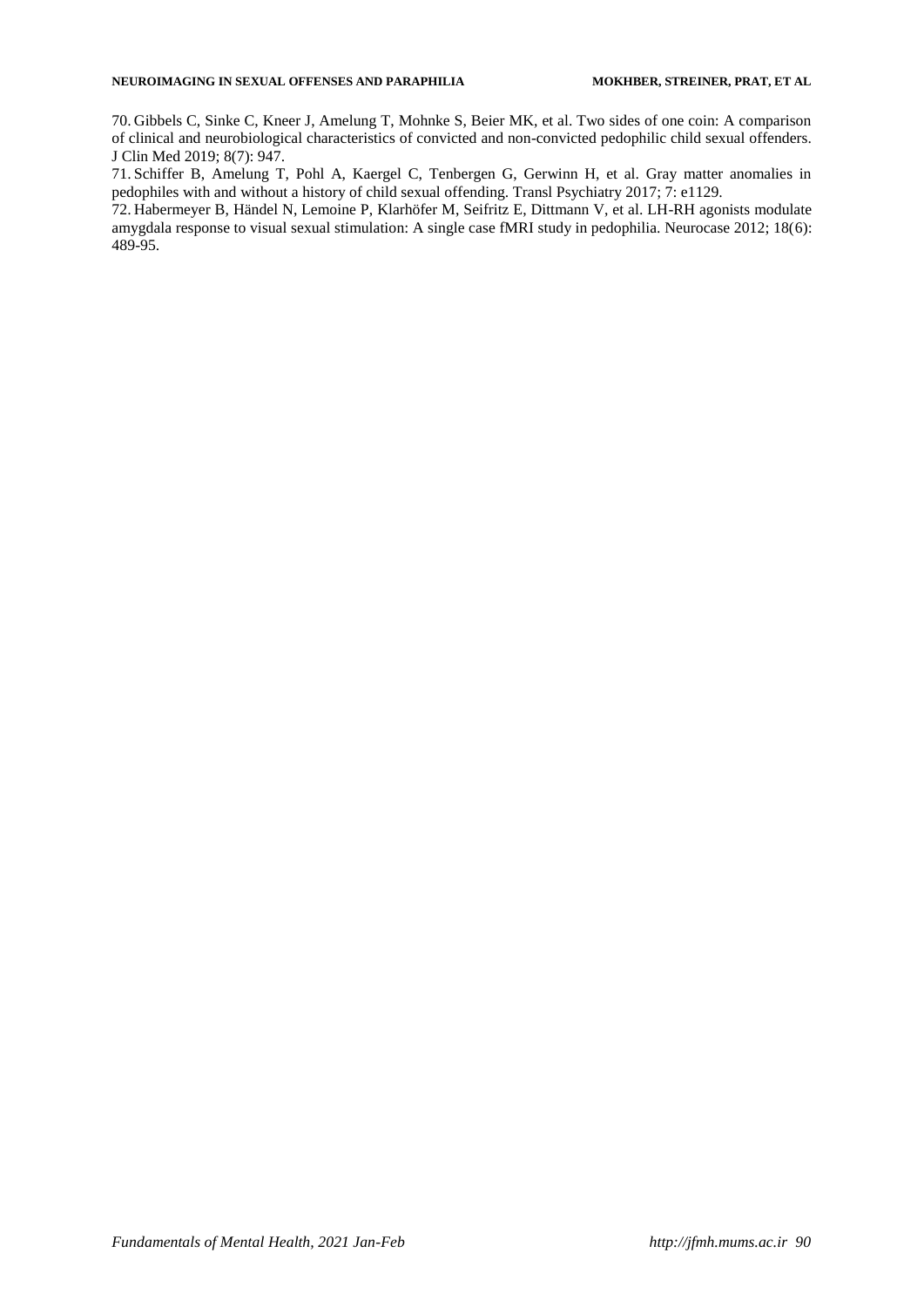70. Gibbels C, Sinke C, Kneer J, Amelung T, Mohnke S, Beier MK, et al. Two sides of one coin: A comparison of clinical and neurobiological characteristics of convicted and non-convicted pedophilic child sexual offenders. J Clin Med 2019; 8(7): 947.

71. Schiffer B, Amelung T, Pohl A, Kaergel C, Tenbergen G, Gerwinn H, et al. Gray matter anomalies in pedophiles with and without a history of child sexual offending. Transl Psychiatry 2017; 7: e1129.

72. Habermeyer B, Händel N, Lemoine P, Klarhöfer M, Seifritz E, Dittmann V, et al. LH-RH agonists modulate amygdala response to visual sexual stimulation: A single case fMRI study in pedophilia. Neurocase 2012; 18(6): 489-95.